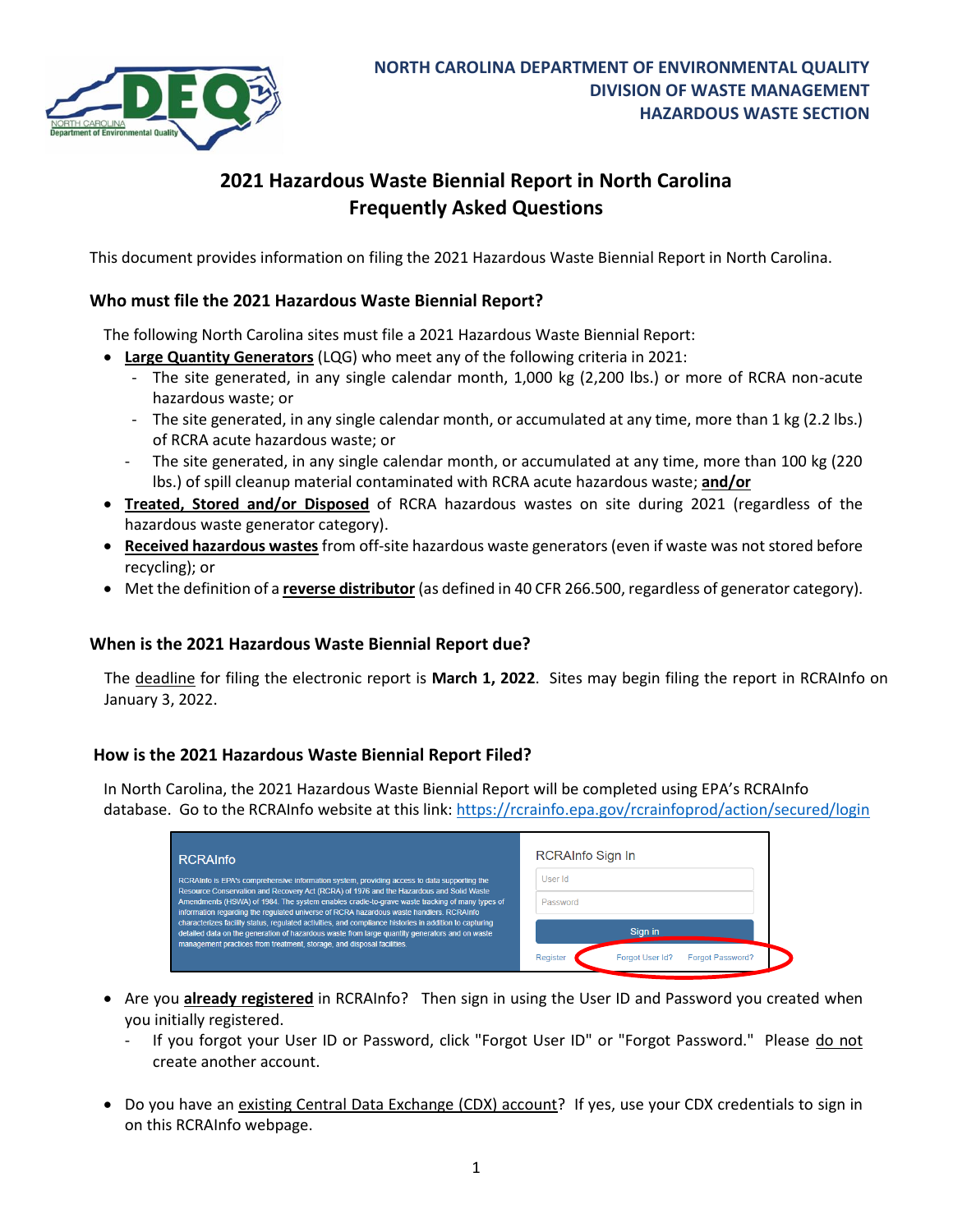NORTH CAROLINA DEPARTMENT OF ENVIRONMENTAL QUALITY
DIVISION OF WASTE MANAGEMENT
HAZARDOUS WASTE SECTION

# 2021 Hazardous Waste Biennial Report in North Carolina Frequently Asked Questions

This document provides information on filing the 2021 Hazardous Waste Biennial Report in North Carolina.

## Who must file the 2021 Hazardous Waste Biennial Report?

The following North Carolina sites must file a 2021 Hazardous Waste Biennial Report:

- **Large Quantity Generators** (LQG) who meet any of the following criteria in 2021:
  - The site generated, in any single calendar month, 1,000 kg (2,200 lbs.) or more of RCRA non-acute hazardous waste; or
  - The site generated, in any single calendar month, or accumulated at any time, more than 1 kg (2.2 lbs.) of RCRA acute hazardous waste; or
  - The site generated, in any single calendar month, or accumulated at any time, more than 100 kg (220 lbs.) of spill cleanup material contaminated with RCRA acute hazardous waste; **and/or**
- **Treated, Stored and/or Disposed** of RCRA hazardous wastes on site during 2021 (regardless of the hazardous waste generator category).
- **Received hazardous wastes** from off-site hazardous waste generators (even if waste was not stored before recycling); or
- Met the definition of a **reverse distributor** (as defined in 40 CFR 266.500, regardless of generator category).

## When is the 2021 Hazardous Waste Biennial Report due?

The deadline for filing the electronic report is **March 1, 2022**. Sites may begin filing the report in RCRAInfo on January 3, 2022.

## How is the 2021 Hazardous Waste Biennial Report Filed?

In North Carolina, the 2021 Hazardous Waste Biennial Report will be completed using EPA's RCRAInfo database. Go to the RCRAInfo website at this link: https://rcrainfo.epa.gov/rcrainfoprod/action/secured/login

RCRAInfo

RCRAInfo is EPA's comprehensive information system, providing access to data supporting the Resource Conservation and Recovery Act (RCRA) of 1976 and the Hazardous and Solid Waste Amendments (HSWA) of 1984. The system enables cradle-to-grave waste tracking of many types of information regarding the regulated universe of RCRA hazardous waste handlers. RCRAInfo characterizes facility status, regulated activities, and compliance histories in addition to capturing detailed data on the generation of hazardous waste from large quantity generators and on waste management practices from treatment, storage, and disposal facilities.

RCRAInfo Sign In

User Id

Password

Sign in

Register | Forgot User Id? | Forgot Password?

- Are you **already registered** in RCRAInfo? Then sign in using the User ID and Password you created when you initially registered.
  - If you forgot your User ID or Password, click "Forgot User ID" or "Forgot Password." Please do not create another account.

- Do you have an existing Central Data Exchange (CDX) account? If yes, use your CDX credentials to sign in on this RCRAInfo webpage.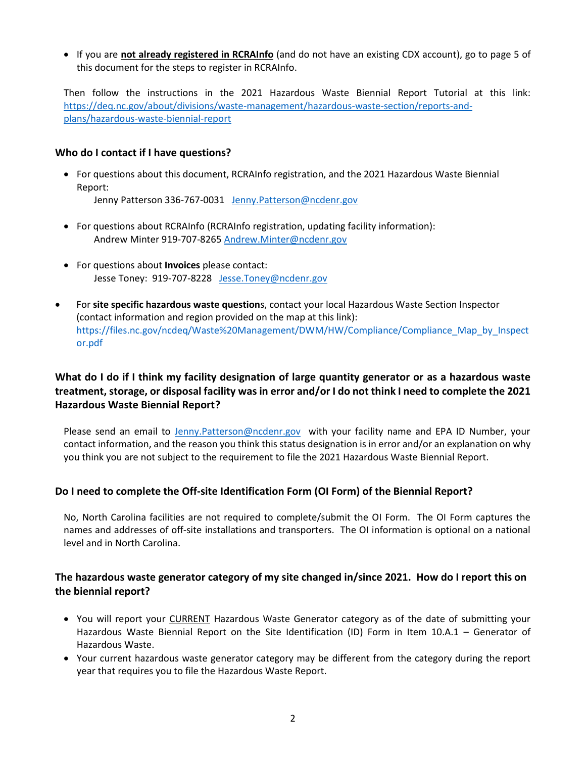- If you are **not already registered in RCRAInfo** (and do not have an existing CDX account), go to page 5 of this document for the steps to register in RCRAInfo.

Then follow the instructions in the 2021 Hazardous Waste Biennial Report Tutorial at this link: https://deq.nc.gov/about/divisions/waste-management/hazardous-waste-section/reports-and-plans/hazardous-waste-biennial-report

### Who do I contact if I have questions?

- For questions about this document, RCRAInfo registration, and the 2021 Hazardous Waste Biennial Report:
  Jenny Patterson 336-767-0031 Jenny.Patterson@ncdenr.gov
- For questions about RCRAInfo (RCRAInfo registration, updating facility information):
  Andrew Minter 919-707-8265 Andrew.Minter@ncdenr.gov
- For questions about **Invoices** please contact:
  Jesse Toney: 919-707-8228 Jesse.Toney@ncdenr.gov
- For **site specific hazardous waste question**s, contact your local Hazardous Waste Section Inspector (contact information and region provided on the map at this link): https://files.nc.gov/ncdeq/Waste%20Management/DWM/HW/Compliance/Compliance_Map_by_Inspector.pdf

### What do I do if I think my facility designation of large quantity generator or as a hazardous waste treatment, storage, or disposal facility was in error and/or I do not think I need to complete the 2021 Hazardous Waste Biennial Report?

Please send an email to Jenny.Patterson@ncdenr.gov with your facility name and EPA ID Number, your contact information, and the reason you think this status designation is in error and/or an explanation on why you think you are not subject to the requirement to file the 2021 Hazardous Waste Biennial Report.

### Do I need to complete the Off-site Identification Form (OI Form) of the Biennial Report?

No, North Carolina facilities are not required to complete/submit the OI Form. The OI Form captures the names and addresses of off-site installations and transporters. The OI information is optional on a national level and in North Carolina.

### The hazardous waste generator category of my site changed in/since 2021. How do I report this on the biennial report?

- You will report your CURRENT Hazardous Waste Generator category as of the date of submitting your Hazardous Waste Biennial Report on the Site Identification (ID) Form in Item 10.A.1 – Generator of Hazardous Waste.
- Your current hazardous waste generator category may be different from the category during the report year that requires you to file the Hazardous Waste Report.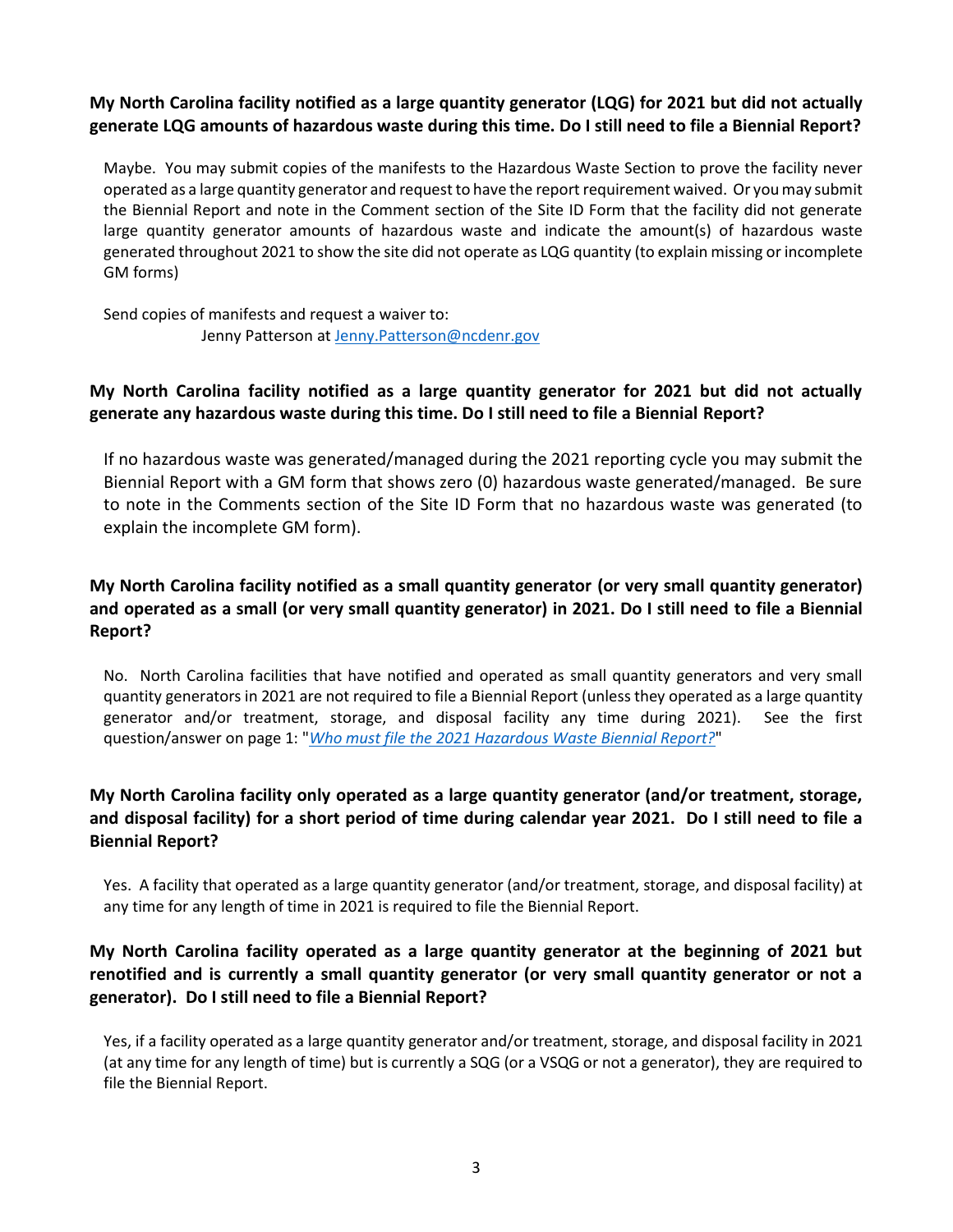### My North Carolina facility notified as a large quantity generator (LQG) for 2021 but did not actually generate LQG amounts of hazardous waste during this time. Do I still need to file a Biennial Report?

Maybe. You may submit copies of the manifests to the Hazardous Waste Section to prove the facility never operated as a large quantity generator and request to have the report requirement waived. Or you may submit the Biennial Report and note in the Comment section of the Site ID Form that the facility did not generate large quantity generator amounts of hazardous waste and indicate the amount(s) of hazardous waste generated throughout 2021 to show the site did not operate as LQG quantity (to explain missing or incomplete GM forms)

Send copies of manifests and request a waiver to:
Jenny Patterson at [Jenny.Patterson@ncdenr.gov](mailto:Jenny.Patterson@ncdenr.gov)

### My North Carolina facility notified as a large quantity generator for 2021 but did not actually generate any hazardous waste during this time. Do I still need to file a Biennial Report?

If no hazardous waste was generated/managed during the 2021 reporting cycle you may submit the Biennial Report with a GM form that shows zero (0) hazardous waste generated/managed. Be sure to note in the Comments section of the Site ID Form that no hazardous waste was generated (to explain the incomplete GM form).

### My North Carolina facility notified as a small quantity generator (or very small quantity generator) and operated as a small (or very small quantity generator) in 2021. Do I still need to file a Biennial Report?

No. North Carolina facilities that have notified and operated as small quantity generators and very small quantity generators in 2021 are not required to file a Biennial Report (unless they operated as a large quantity generator and/or treatment, storage, and disposal facility any time during 2021). See the first question/answer on page 1: "*Who must file the 2021 Hazardous Waste Biennial Report?*"

### My North Carolina facility only operated as a large quantity generator (and/or treatment, storage, and disposal facility) for a short period of time during calendar year 2021. Do I still need to file a Biennial Report?

Yes. A facility that operated as a large quantity generator (and/or treatment, storage, and disposal facility) at any time for any length of time in 2021 is required to file the Biennial Report.

### My North Carolina facility operated as a large quantity generator at the beginning of 2021 but renotified and is currently a small quantity generator (or very small quantity generator or not a generator). Do I still need to file a Biennial Report?

Yes, if a facility operated as a large quantity generator and/or treatment, storage, and disposal facility in 2021 (at any time for any length of time) but is currently a SQG (or a VSQG or not a generator), they are required to file the Biennial Report.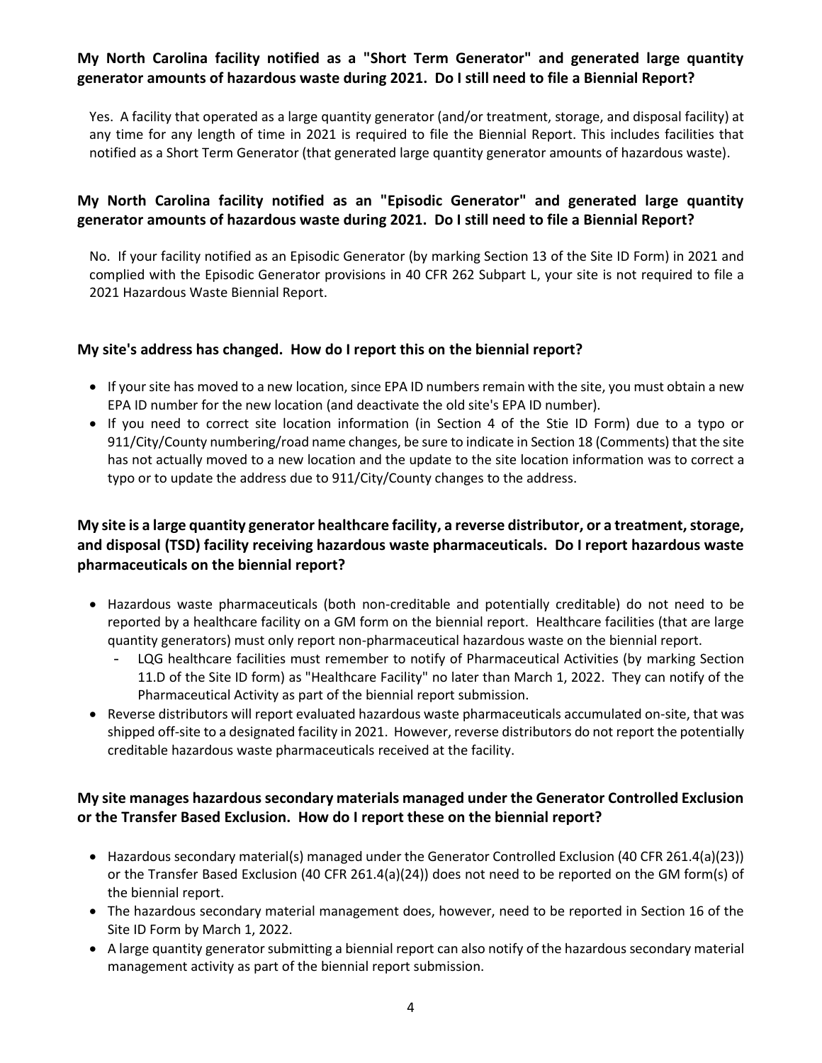**My North Carolina facility notified as a "Short Term Generator" and generated large quantity generator amounts of hazardous waste during 2021. Do I still need to file a Biennial Report?**

Yes. A facility that operated as a large quantity generator (and/or treatment, storage, and disposal facility) at any time for any length of time in 2021 is required to file the Biennial Report. This includes facilities that notified as a Short Term Generator (that generated large quantity generator amounts of hazardous waste).

**My North Carolina facility notified as an "Episodic Generator" and generated large quantity generator amounts of hazardous waste during 2021. Do I still need to file a Biennial Report?**

No. If your facility notified as an Episodic Generator (by marking Section 13 of the Site ID Form) in 2021 and complied with the Episodic Generator provisions in 40 CFR 262 Subpart L, your site is not required to file a 2021 Hazardous Waste Biennial Report.

**My site's address has changed. How do I report this on the biennial report?**

- If your site has moved to a new location, since EPA ID numbers remain with the site, you must obtain a new EPA ID number for the new location (and deactivate the old site's EPA ID number).
- If you need to correct site location information (in Section 4 of the Stie ID Form) due to a typo or 911/City/County numbering/road name changes, be sure to indicate in Section 18 (Comments) that the site has not actually moved to a new location and the update to the site location information was to correct a typo or to update the address due to 911/City/County changes to the address.

**My site is a large quantity generator healthcare facility, a reverse distributor, or a treatment, storage, and disposal (TSD) facility receiving hazardous waste pharmaceuticals. Do I report hazardous waste pharmaceuticals on the biennial report?**

- Hazardous waste pharmaceuticals (both non-creditable and potentially creditable) do not need to be reported by a healthcare facility on a GM form on the biennial report. Healthcare facilities (that are large quantity generators) must only report non-pharmaceutical hazardous waste on the biennial report.
  - LQG healthcare facilities must remember to notify of Pharmaceutical Activities (by marking Section 11.D of the Site ID form) as "Healthcare Facility" no later than March 1, 2022. They can notify of the Pharmaceutical Activity as part of the biennial report submission.
- Reverse distributors will report evaluated hazardous waste pharmaceuticals accumulated on-site, that was shipped off-site to a designated facility in 2021. However, reverse distributors do not report the potentially creditable hazardous waste pharmaceuticals received at the facility.

**My site manages hazardous secondary materials managed under the Generator Controlled Exclusion or the Transfer Based Exclusion. How do I report these on the biennial report?**

- Hazardous secondary material(s) managed under the Generator Controlled Exclusion (40 CFR 261.4(a)(23)) or the Transfer Based Exclusion (40 CFR 261.4(a)(24)) does not need to be reported on the GM form(s) of the biennial report.
- The hazardous secondary material management does, however, need to be reported in Section 16 of the Site ID Form by March 1, 2022.
- A large quantity generator submitting a biennial report can also notify of the hazardous secondary material management activity as part of the biennial report submission.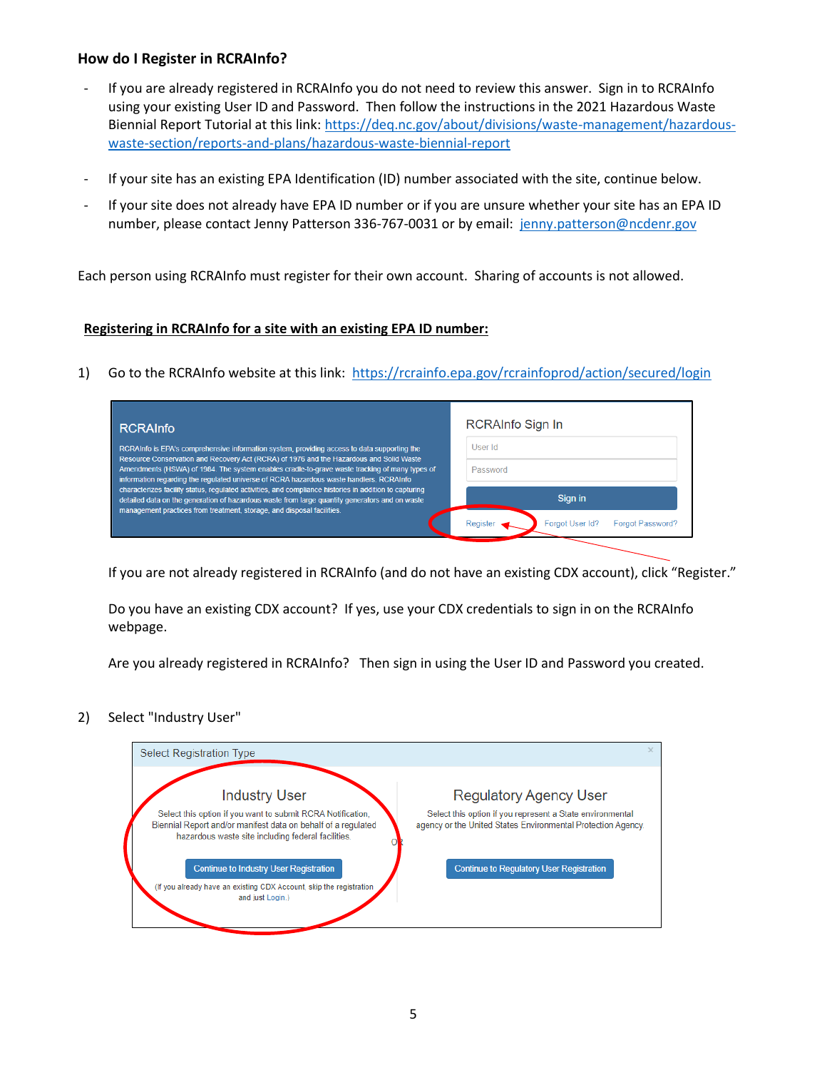### How do I Register in RCRAInfo?

- If you are already registered in RCRAInfo you do not need to review this answer. Sign in to RCRAInfo using your existing User ID and Password. Then follow the instructions in the 2021 Hazardous Waste Biennial Report Tutorial at this link: https://deq.nc.gov/about/divisions/waste-management/hazardous-waste-section/reports-and-plans/hazardous-waste-biennial-report
- If your site has an existing EPA Identification (ID) number associated with the site, continue below.
- If your site does not already have EPA ID number or if you are unsure whether your site has an EPA ID number, please contact Jenny Patterson 336-767-0031 or by email: jenny.patterson@ncdenr.gov

Each person using RCRAInfo must register for their own account. Sharing of accounts is not allowed.

**Registering in RCRAInfo for a site with an existing EPA ID number:**

1) Go to the RCRAInfo website at this link: https://rcrainfo.epa.gov/rcrainfoprod/action/secured/login

   RCRAInfo

   RCRAInfo is EPA's comprehensive information system, providing access to data supporting the Resource Conservation and Recovery Act (RCRA) of 1976 and the Hazardous and Solid Waste Amendments (HSWA) of 1984. The system enables cradle-to-grave waste tracking of many types of information regarding the regulated universe of RCRA hazardous waste handlers. RCRAInfo characterizes facility status, regulated activities, and compliance histories in addition to capturing detailed data on the generation of hazardous waste from large quantity generators and on waste management practices from treatment, storage, and disposal facilities.

   RCRAInfo Sign In

   User Id

   Password

   Sign in

   Register | Forgot User Id? | Forgot Password?

   If you are not already registered in RCRAInfo (and do not have an existing CDX account), click "Register."

   Do you have an existing CDX account? If yes, use your CDX credentials to sign in on the RCRAInfo webpage.

   Are you already registered in RCRAInfo? Then sign in using the User ID and Password you created.

2) Select "Industry User"

   Select Registration Type

   **Industry User**

   Select this option if you want to submit RCRA Notification, Biennial Report and/or manifest data on behalf of a regulated hazardous waste site including federal facilities.

   Continue to Industry User Registration

   (If you already have an existing CDX Account, skip the registration and just Login.)

   OR

   **Regulatory Agency User**

   Select this option if you represent a State environmental agency or the United States Environmental Protection Agency.

   Continue to Regulatory User Registration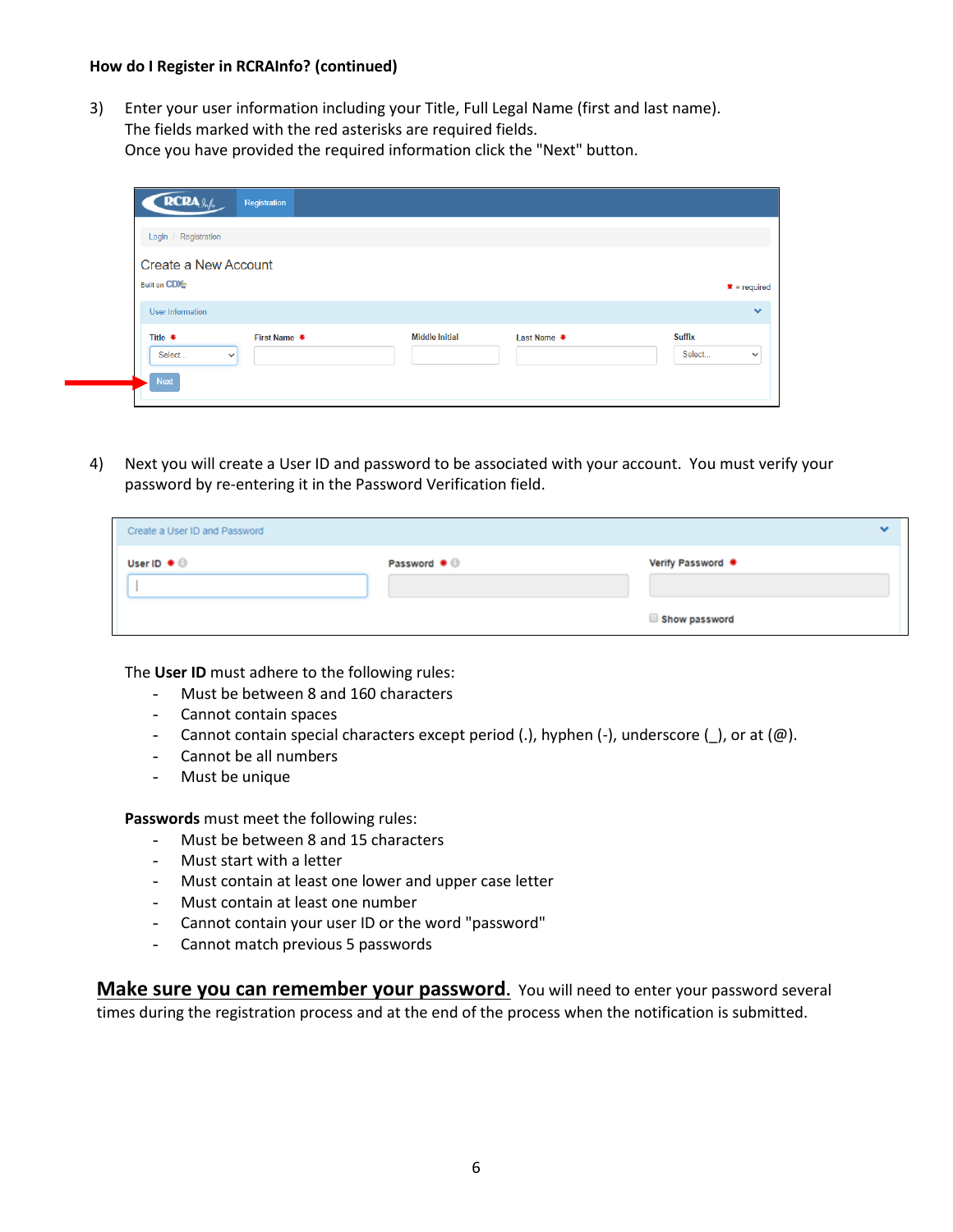**How do I Register in RCRAInfo? (continued)**

3) Enter your user information including your Title, Full Legal Name (first and last name). The fields marked with the red asterisks are required fields.
Once you have provided the required information click the "Next" button.

4) Next you will create a User ID and password to be associated with your account. You must verify your password by re-entering it in the Password Verification field.

The **User ID** must adhere to the following rules:

- Must be between 8 and 160 characters
- Cannot contain spaces
- Cannot contain special characters except period (.), hyphen (-), underscore (_), or at (@).
- Cannot be all numbers
- Must be unique

**Passwords** must meet the following rules:

- Must be between 8 and 15 characters
- Must start with a letter
- Must contain at least one lower and upper case letter
- Must contain at least one number
- Cannot contain your user ID or the word "password"
- Cannot match previous 5 passwords

**Make sure you can remember your password.** You will need to enter your password several times during the registration process and at the end of the process when the notification is submitted.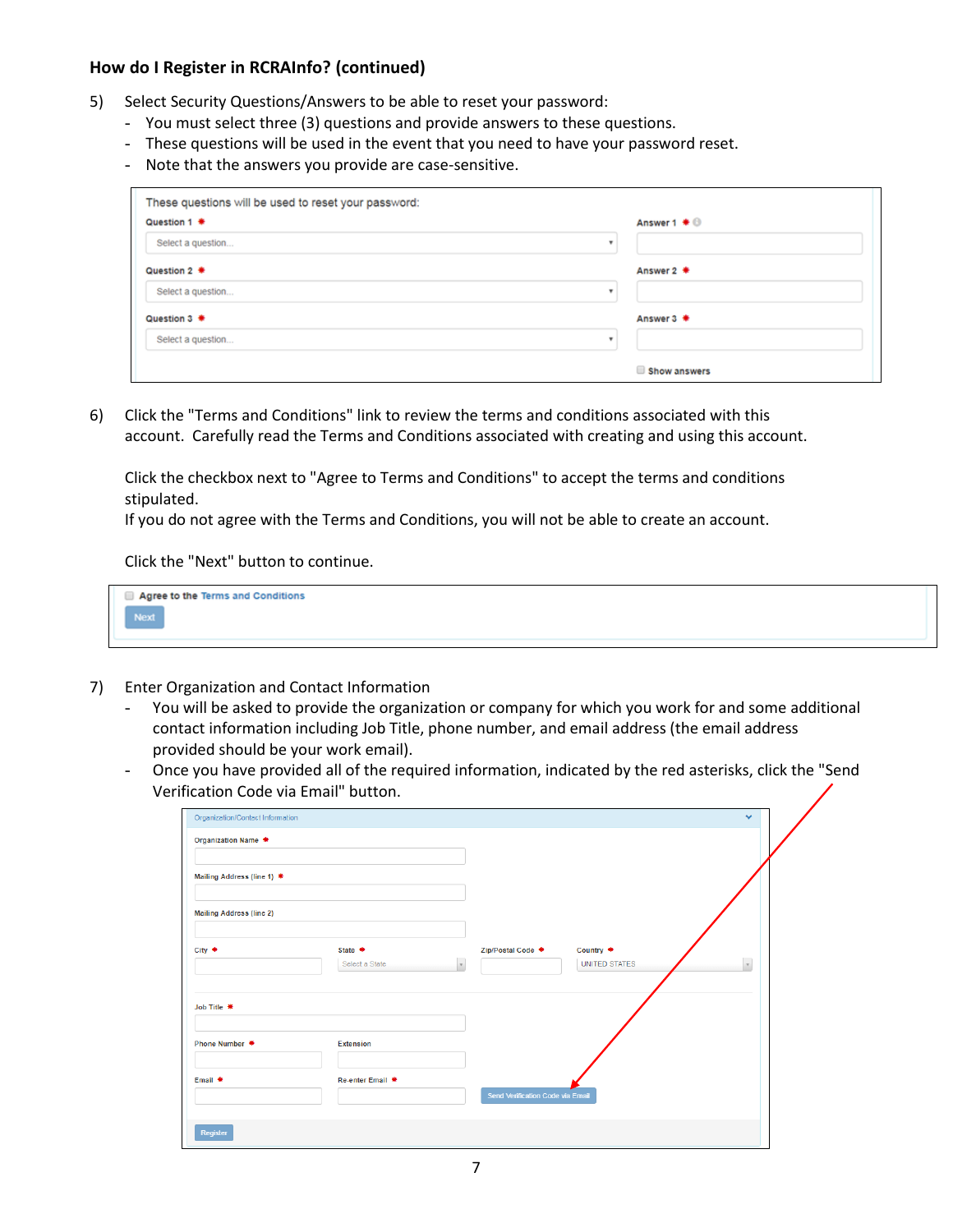### How do I Register in RCRAInfo? (continued)

5) Select Security Questions/Answers to be able to reset your password:
   - You must select three (3) questions and provide answers to these questions.
   - These questions will be used in the event that you need to have your password reset.
   - Note that the answers you provide are case-sensitive.

These questions will be used to reset your password:

| Question | Answer |
|---|---|
| Question 1 * — Select a question... | Answer 1 * |
| Question 2 * — Select a question... | Answer 2 * |
| Question 3 * — Select a question... | Answer 3 * |

☐ Show answers

6) Click the "Terms and Conditions" link to review the terms and conditions associated with this account. Carefully read the Terms and Conditions associated with creating and using this account.

   Click the checkbox next to "Agree to Terms and Conditions" to accept the terms and conditions stipulated.
   If you do not agree with the Terms and Conditions, you will not be able to create an account.

   Click the "Next" button to continue.

☐ Agree to the Terms and Conditions

[Next]

7) Enter Organization and Contact Information
   - You will be asked to provide the organization or company for which you work for and some additional contact information including Job Title, phone number, and email address (the email address provided should be your work email).
   - Once you have provided all of the required information, indicated by the red asterisks, click the "Send Verification Code via Email" button.

Organization/Contact Information

- Organization Name *
- Mailing Address (line 1) *
- Mailing Address (line 2)
- City * | State * (Select a State) | Zip/Postal Code * | Country * (UNITED STATES)
- Job Title *
- Phone Number * | Extension
- Email * | Re-enter Email * | [Send Verification Code via Email]

[Register]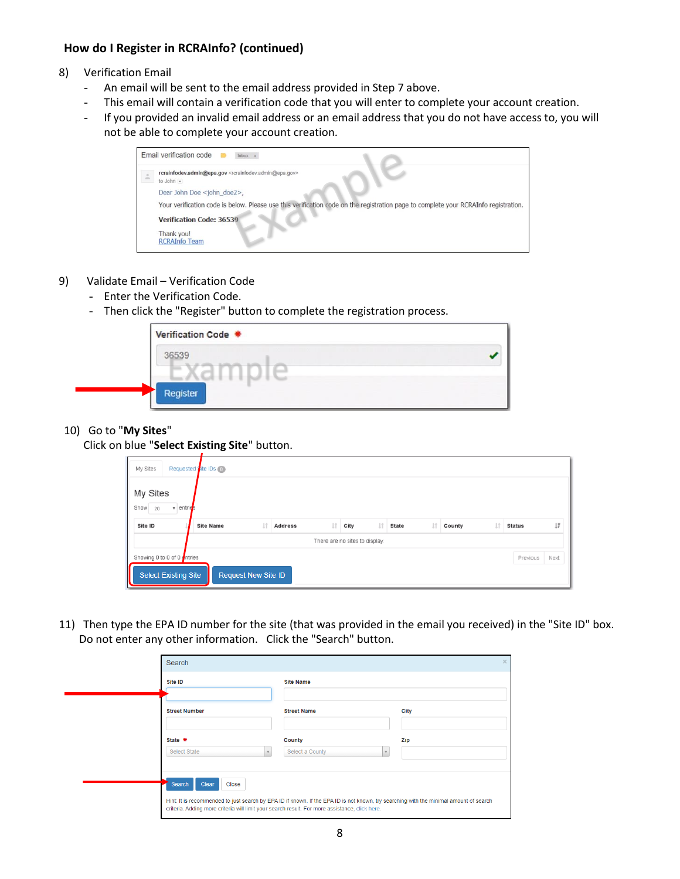## How do I Register in RCRAInfo? (continued)

8) Verification Email
   - An email will be sent to the email address provided in Step 7 above.
   - This email will contain a verification code that you will enter to complete your account creation.
   - If you provided an invalid email address or an email address that you do not have access to, you will not be able to complete your account creation.

9) Validate Email – Verification Code
   - Enter the Verification Code.
   - Then click the "Register" button to complete the registration process.

10) Go to "**My Sites**"
    Click on blue "**Select Existing Site**" button.

11) Then type the EPA ID number for the site (that was provided in the email you received) in the "Site ID" box. Do not enter any other information. Click the "Search" button.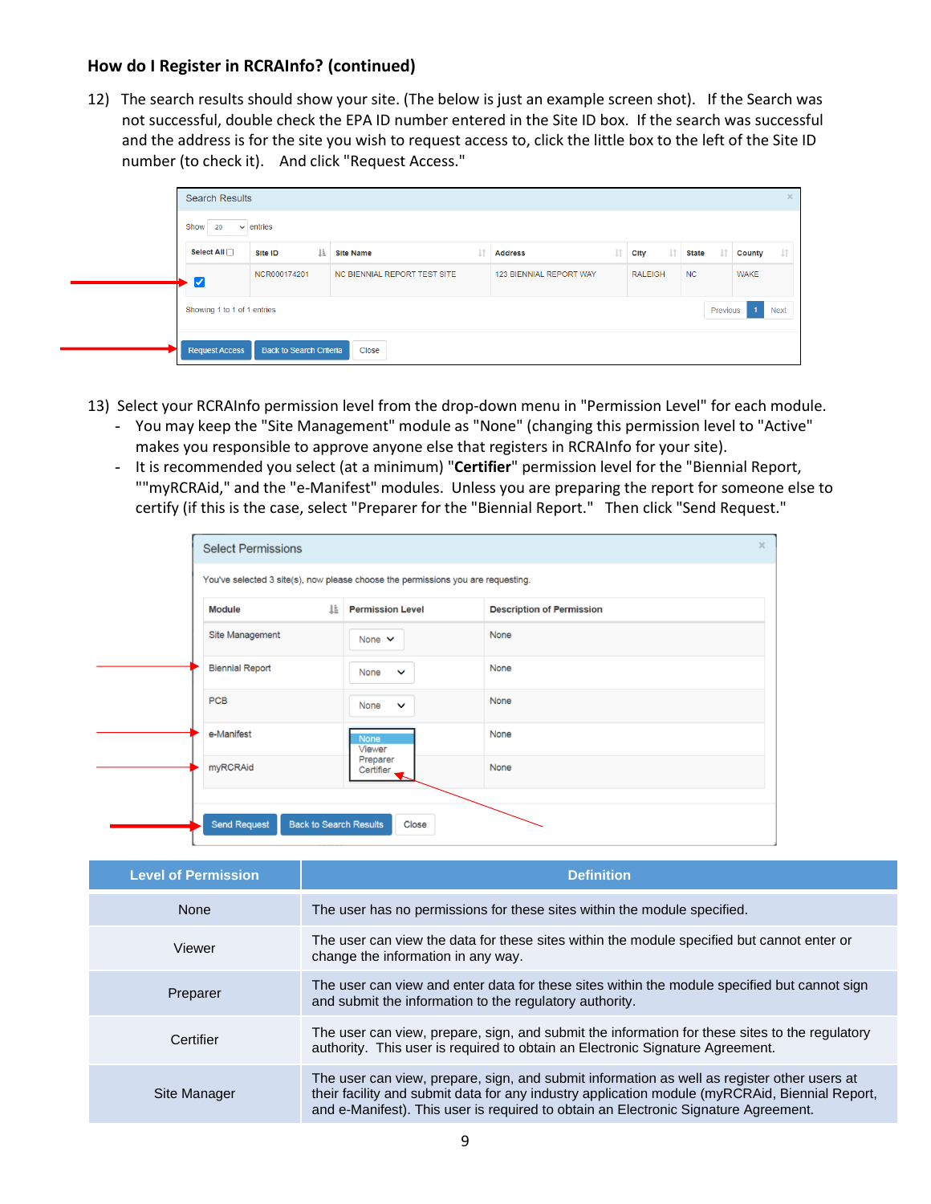### How do I Register in RCRAInfo? (continued)

12) The search results should show your site. (The below is just an example screen shot). If the Search was not successful, double check the EPA ID number entered in the Site ID box. If the search was successful and the address is for the site you wish to request access to, click the little box to the left of the Site ID number (to check it). And click "Request Access."

13) Select your RCRAInfo permission level from the drop-down menu in "Permission Level" for each module.
   - You may keep the "Site Management" module as "None" (changing this permission level to "Active" makes you responsible to approve anyone else that registers in RCRAInfo for your site).
   - It is recommended you select (at a minimum) "**Certifier**" permission level for the "Biennial Report," ""myRCRAid," and the "e-Manifest" modules. Unless you are preparing the report for someone else to certify (if this is the case, select "Preparer for the "Biennial Report." Then click "Send Request."

| Level of Permission | Definition |
|---|---|
| None | The user has no permissions for these sites within the module specified. |
| Viewer | The user can view the data for these sites within the module specified but cannot enter or change the information in any way. |
| Preparer | The user can view and enter data for these sites within the module specified but cannot sign and submit the information to the regulatory authority. |
| Certifier | The user can view, prepare, sign, and submit the information for these sites to the regulatory authority. This user is required to obtain an Electronic Signature Agreement. |
| Site Manager | The user can view, prepare, sign, and submit information as well as register other users at their facility and submit data for any industry application module (myRCRAid, Biennial Report, and e-Manifest). This user is required to obtain an Electronic Signature Agreement. |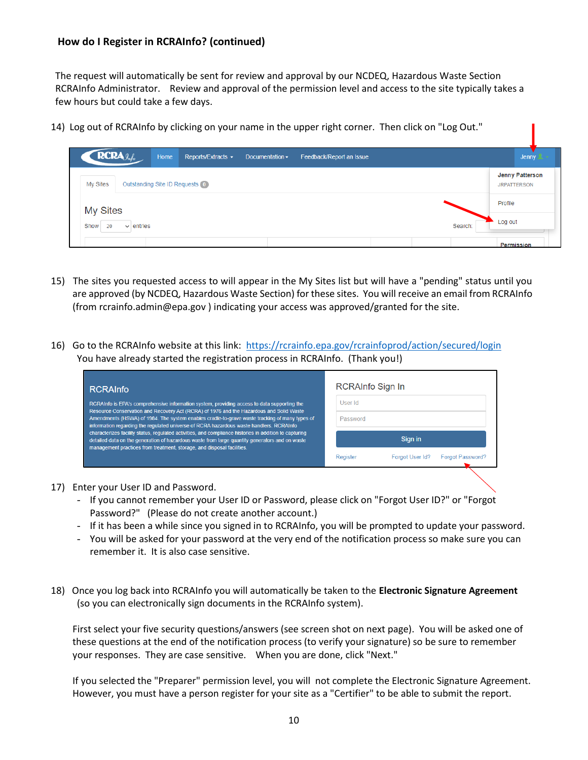### How do I Register in RCRAInfo? (continued)

The request will automatically be sent for review and approval by our NCDEQ, Hazardous Waste Section RCRAInfo Administrator. Review and approval of the permission level and access to the site typically takes a few hours but could take a few days.

14) Log out of RCRAInfo by clicking on your name in the upper right corner. Then click on "Log Out."

15) The sites you requested access to will appear in the My Sites list but will have a "pending" status until you are approved (by NCDEQ, Hazardous Waste Section) for these sites. You will receive an email from RCRAInfo (from rcrainfo.admin@epa.gov ) indicating your access was approved/granted for the site.

16) Go to the RCRAInfo website at this link: [https://rcrainfo.epa.gov/rcrainfoprod/action/secured/login](https://rcrainfo.epa.gov/rcrainfoprod/action/secured/login)
You have already started the registration process in RCRAInfo. (Thank you!)

17) Enter your User ID and Password.
    - If you cannot remember your User ID or Password, please click on "Forgot User ID?" or "Forgot Password?" (Please do not create another account.)
    - If it has been a while since you signed in to RCRAInfo, you will be prompted to update your password.
    - You will be asked for your password at the very end of the notification process so make sure you can remember it. It is also case sensitive.

18) Once you log back into RCRAInfo you will automatically be taken to the **Electronic Signature Agreement** (so you can electronically sign documents in the RCRAInfo system).

    First select your five security questions/answers (see screen shot on next page). You will be asked one of these questions at the end of the notification process (to verify your signature) so be sure to remember your responses. They are case sensitive. When you are done, click "Next."

    If you selected the "Preparer" permission level, you will not complete the Electronic Signature Agreement. However, you must have a person register for your site as a "Certifier" to be able to submit the report.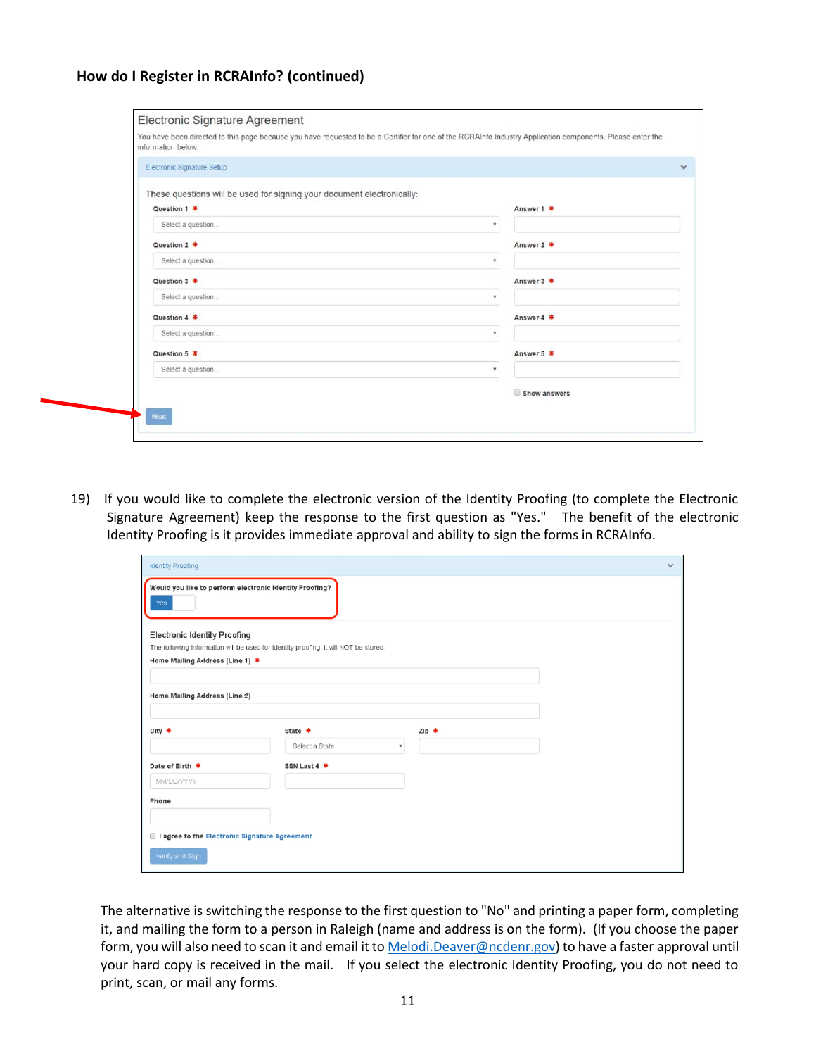**How do I Register in RCRAInfo? (continued)**

Electronic Signature Agreement

You have been directed to this page because you have requested to be a Certifier for one of the RCRAInfo Industry Application components. Please enter the information below.

Electronic Signature Setup

These questions will be used for signing your document electronically:

| Question | Answer |
|---|---|
| Question 1 * — Select a question... | Answer 1 * |
| Question 2 * — Select a question... | Answer 2 * |
| Question 3 * — Select a question... | Answer 3 * |
| Question 4 * — Select a question... | Answer 4 * |
| Question 5 * — Select a question... | Answer 5 * |

☐ Show answers

Next

19) If you would like to complete the electronic version of the Identity Proofing (to complete the Electronic Signature Agreement) keep the response to the first question as "Yes." The benefit of the electronic Identity Proofing is it provides immediate approval and ability to sign the forms in RCRAInfo.

Identity Proofing

Would you like to perform electronic Identity Proofing? Yes

Electronic Identity Proofing

The following information will be used for identity proofing, it will NOT be stored.

Home Mailing Address (Line 1) *

Home Mailing Address (Line 2)

City * | State * (Select a State) | Zip *

Date of Birth * (MM/DD/YYYY) | SSN Last 4 *

Phone

☐ I agree to the Electronic Signature Agreement

Verify and Sign

The alternative is switching the response to the first question to "No" and printing a paper form, completing it, and mailing the form to a person in Raleigh (name and address is on the form). (If you choose the paper form, you will also need to scan it and email it to [Melodi.Deaver@ncdenr.gov](mailto:Melodi.Deaver@ncdenr.gov)) to have a faster approval until your hard copy is received in the mail. If you select the electronic Identity Proofing, you do not need to print, scan, or mail any forms.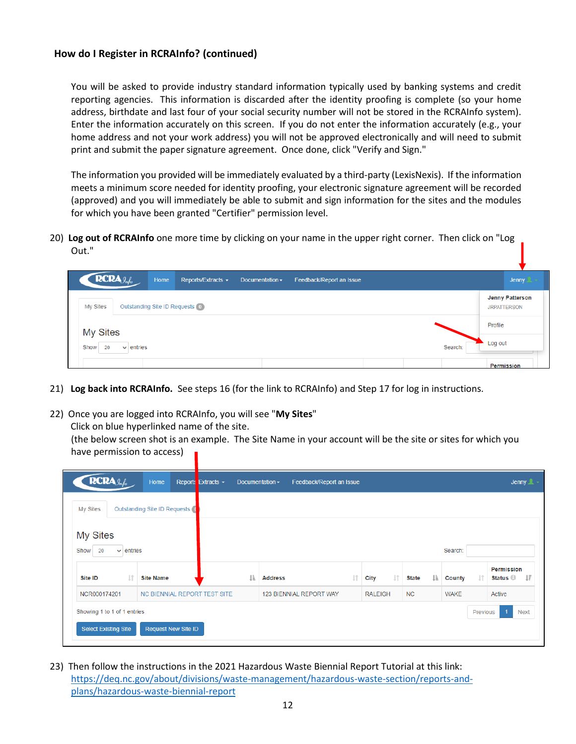### How do I Register in RCRAInfo? (continued)

You will be asked to provide industry standard information typically used by banking systems and credit reporting agencies. This information is discarded after the identity proofing is complete (so your home address, birthdate and last four of your social security number will not be stored in the RCRAInfo system). Enter the information accurately on this screen. If you do not enter the information accurately (e.g., your home address and not your work address) you will not be approved electronically and will need to submit print and submit the paper signature agreement. Once done, click "Verify and Sign."

The information you provided will be immediately evaluated by a third-party (LexisNexis). If the information meets a minimum score needed for identity proofing, your electronic signature agreement will be recorded (approved) and you will immediately be able to submit and sign information for the sites and the modules for which you have been granted "Certifier" permission level.

20) **Log out of RCRAInfo** one more time by clicking on your name in the upper right corner. Then click on "Log Out."

21) **Log back into RCRAInfo.** See steps 16 (for the link to RCRAInfo) and Step 17 for log in instructions.

22) Once you are logged into RCRAInfo, you will see "**My Sites**"
Click on blue hyperlinked name of the site.
(the below screen shot is an example. The Site Name in your account will be the site or sites for which you have permission to access)

23) Then follow the instructions in the 2021 Hazardous Waste Biennial Report Tutorial at this link: https://deq.nc.gov/about/divisions/waste-management/hazardous-waste-section/reports-and-plans/hazardous-waste-biennial-report